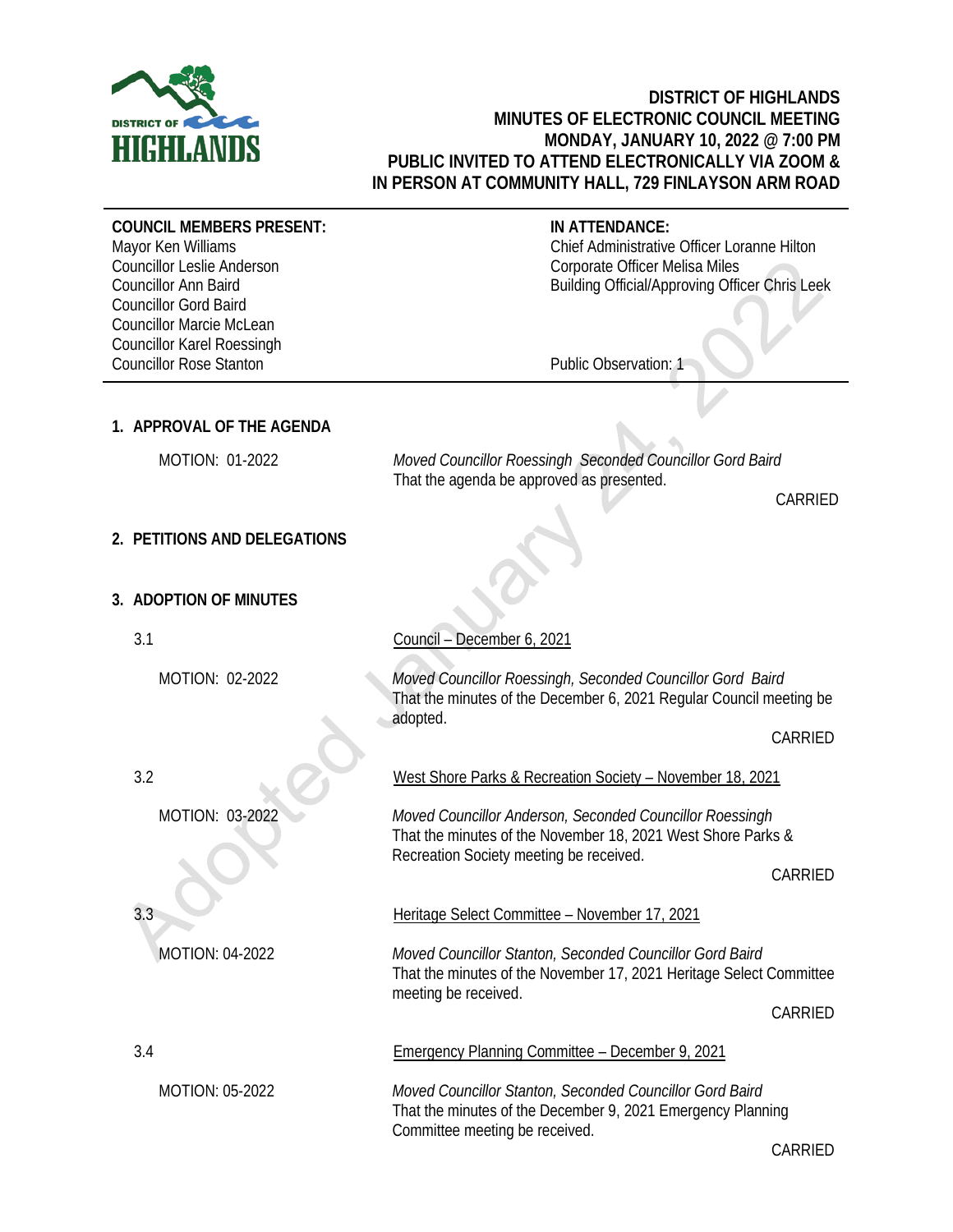# DISTRICT OF HIGHLANDS
## MINUTES OF ELECTRONIC COUNCIL MEETING
## MONDAY, JANUARY 10, 2022 @ 7:00 PM
## PUBLIC INVITED TO ATTEND ELECTRONICALLY VIA ZOOM & IN PERSON AT COMMUNITY HALL, 729 FINLAYSON ARM ROAD

**COUNCIL MEMBERS PRESENT:**
Mayor Ken Williams
Councillor Leslie Anderson
Councillor Ann Baird
Councillor Gord Baird
Councillor Marcie McLean
Councillor Karel Roessingh
Councillor Rose Stanton

**IN ATTENDANCE:**
Chief Administrative Officer Loranne Hilton
Corporate Officer Melisa Miles
Building Official/Approving Officer Chris Leek

Public Observation: 1

### 1. APPROVAL OF THE AGENDA

MOTION: 01-2022

*Moved Councillor Roessingh Seconded Councillor Gord Baird*
That the agenda be approved as presented.

CARRIED

### 2. PETITIONS AND DELEGATIONS

### 3. ADOPTION OF MINUTES

3.1 Council – December 6, 2021

MOTION: 02-2022

*Moved Councillor Roessingh, Seconded Councillor Gord Baird*
That the minutes of the December 6, 2021 Regular Council meeting be adopted.

CARRIED

3.2 West Shore Parks & Recreation Society – November 18, 2021

MOTION: 03-2022

*Moved Councillor Anderson, Seconded Councillor Roessingh*
That the minutes of the November 18, 2021 West Shore Parks & Recreation Society meeting be received.

CARRIED

3.3 Heritage Select Committee – November 17, 2021

MOTION: 04-2022

*Moved Councillor Stanton, Seconded Councillor Gord Baird*
That the minutes of the November 17, 2021 Heritage Select Committee meeting be received.

CARRIED

3.4 Emergency Planning Committee – December 9, 2021

MOTION: 05-2022

*Moved Councillor Stanton, Seconded Councillor Gord Baird*
That the minutes of the December 9, 2021 Emergency Planning Committee meeting be received.

CARRIED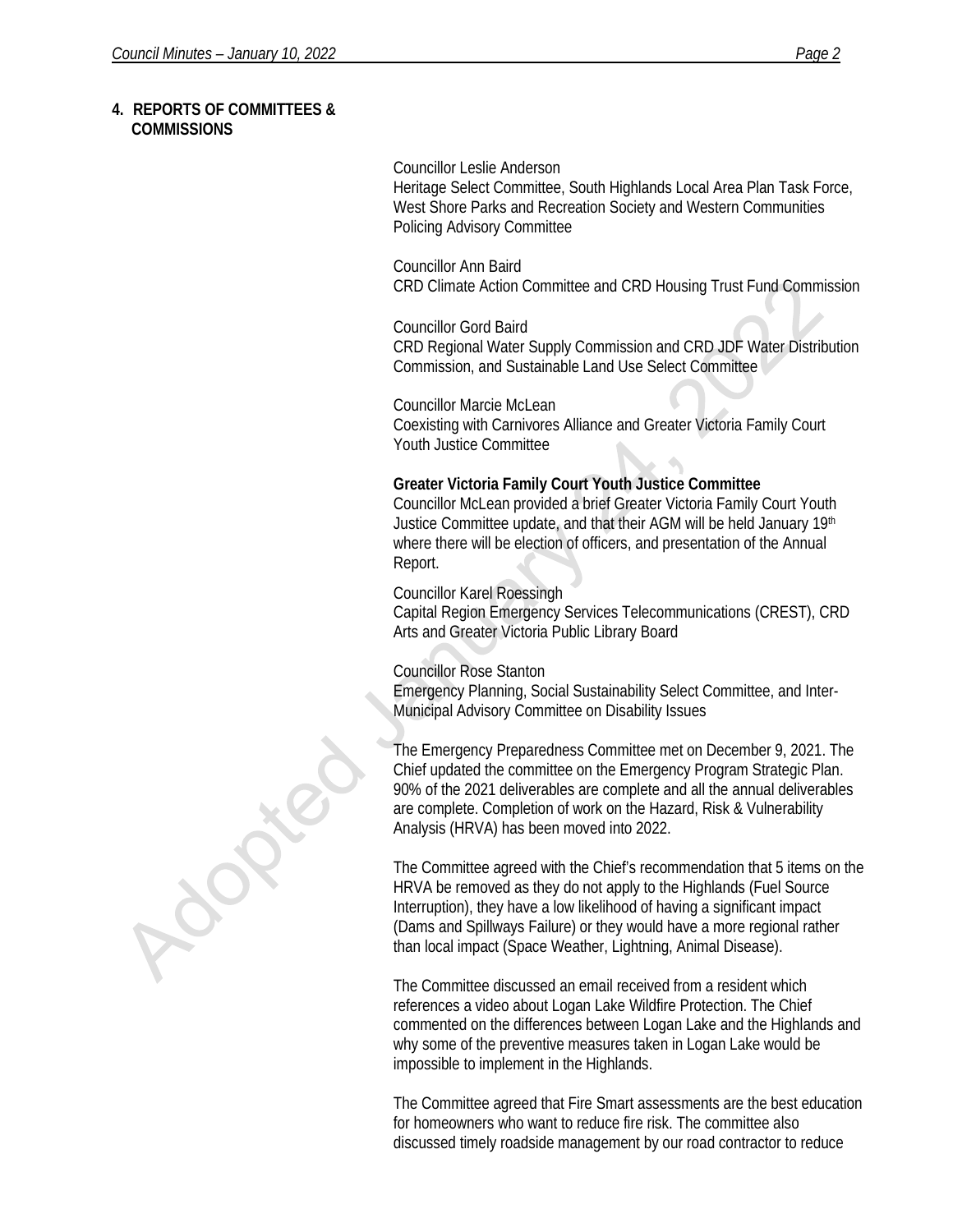## 4. REPORTS OF COMMITTEES & COMMISSIONS

Councillor Leslie Anderson
Heritage Select Committee, South Highlands Local Area Plan Task Force, West Shore Parks and Recreation Society and Western Communities Policing Advisory Committee

Councillor Ann Baird
CRD Climate Action Committee and CRD Housing Trust Fund Commission

Councillor Gord Baird
CRD Regional Water Supply Commission and CRD JDF Water Distribution Commission, and Sustainable Land Use Select Committee

Councillor Marcie McLean
Coexisting with Carnivores Alliance and Greater Victoria Family Court Youth Justice Committee

**Greater Victoria Family Court Youth Justice Committee**
Councillor McLean provided a brief Greater Victoria Family Court Youth Justice Committee update, and that their AGM will be held January 19th where there will be election of officers, and presentation of the Annual Report.

Councillor Karel Roessingh
Capital Region Emergency Services Telecommunications (CREST), CRD Arts and Greater Victoria Public Library Board

Councillor Rose Stanton
Emergency Planning, Social Sustainability Select Committee, and Inter-Municipal Advisory Committee on Disability Issues

The Emergency Preparedness Committee met on December 9, 2021. The Chief updated the committee on the Emergency Program Strategic Plan. 90% of the 2021 deliverables are complete and all the annual deliverables are complete. Completion of work on the Hazard, Risk & Vulnerability Analysis (HRVA) has been moved into 2022.

The Committee agreed with the Chief's recommendation that 5 items on the HRVA be removed as they do not apply to the Highlands (Fuel Source Interruption), they have a low likelihood of having a significant impact (Dams and Spillways Failure) or they would have a more regional rather than local impact (Space Weather, Lightning, Animal Disease).

The Committee discussed an email received from a resident which references a video about Logan Lake Wildfire Protection. The Chief commented on the differences between Logan Lake and the Highlands and why some of the preventive measures taken in Logan Lake would be impossible to implement in the Highlands.

The Committee agreed that Fire Smart assessments are the best education for homeowners who want to reduce fire risk. The committee also discussed timely roadside management by our road contractor to reduce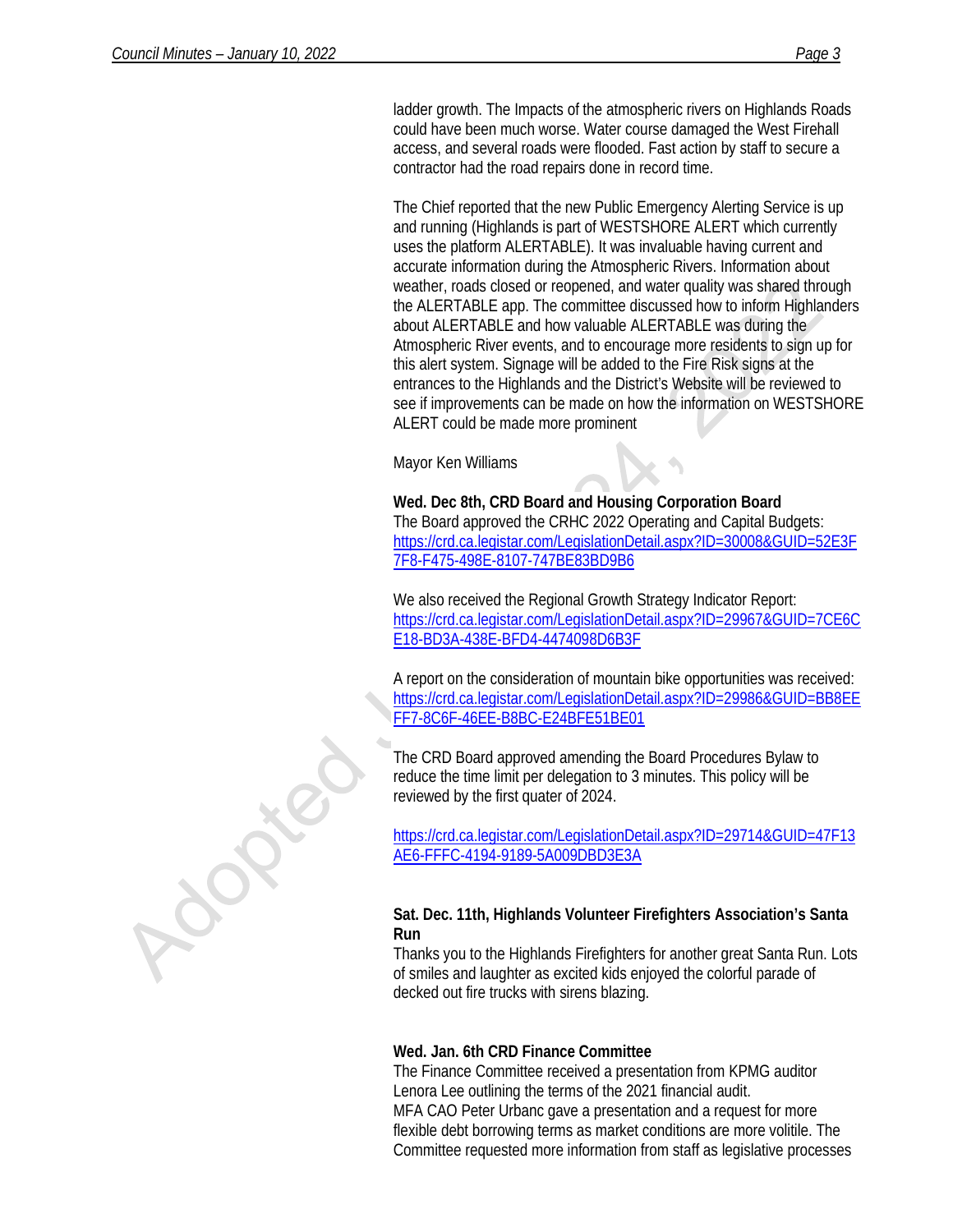ladder growth. The Impacts of the atmospheric rivers on Highlands Roads could have been much worse. Water course damaged the West Firehall access, and several roads were flooded. Fast action by staff to secure a contractor had the road repairs done in record time.

The Chief reported that the new Public Emergency Alerting Service is up and running (Highlands is part of WESTSHORE ALERT which currently uses the platform ALERTABLE). It was invaluable having current and accurate information during the Atmospheric Rivers. Information about weather, roads closed or reopened, and water quality was shared through the ALERTABLE app. The committee discussed how to inform Highlanders about ALERTABLE and how valuable ALERTABLE was during the Atmospheric River events, and to encourage more residents to sign up for this alert system. Signage will be added to the Fire Risk signs at the entrances to the Highlands and the District's Website will be reviewed to see if improvements can be made on how the information on WESTSHORE ALERT could be made more prominent

Mayor Ken Williams

**Wed. Dec 8th, CRD Board and Housing Corporation Board**
The Board approved the CRHC 2022 Operating and Capital Budgets:
https://crd.ca.legistar.com/LegislationDetail.aspx?ID=30008&GUID=52E3F7F8-F475-498E-8107-747BE83BD9B6

We also received the Regional Growth Strategy Indicator Report:
https://crd.ca.legistar.com/LegislationDetail.aspx?ID=29967&GUID=7CE6CE18-BD3A-438E-BFD4-4474098D6B3F

A report on the consideration of mountain bike opportunities was received:
https://crd.ca.legistar.com/LegislationDetail.aspx?ID=29986&GUID=BB8EEFF7-8C6F-46EE-B8BC-E24BFE51BE01

The CRD Board approved amending the Board Procedures Bylaw to reduce the time limit per delegation to 3 minutes. This policy will be reviewed by the first quater of 2024.

https://crd.ca.legistar.com/LegislationDetail.aspx?ID=29714&GUID=47F13AE6-FFFC-4194-9189-5A009DBD3E3A

**Sat. Dec. 11th, Highlands Volunteer Firefighters Association's Santa Run**
Thanks you to the Highlands Firefighters for another great Santa Run. Lots of smiles and laughter as excited kids enjoyed the colorful parade of decked out fire trucks with sirens blazing.

**Wed. Jan. 6th CRD Finance Committee**
The Finance Committee received a presentation from KPMG auditor Lenora Lee outlining the terms of the 2021 financial audit.
MFA CAO Peter Urbanc gave a presentation and a request for more flexible debt borrowing terms as market conditions are more volitile. The Committee requested more information from staff as legislative processes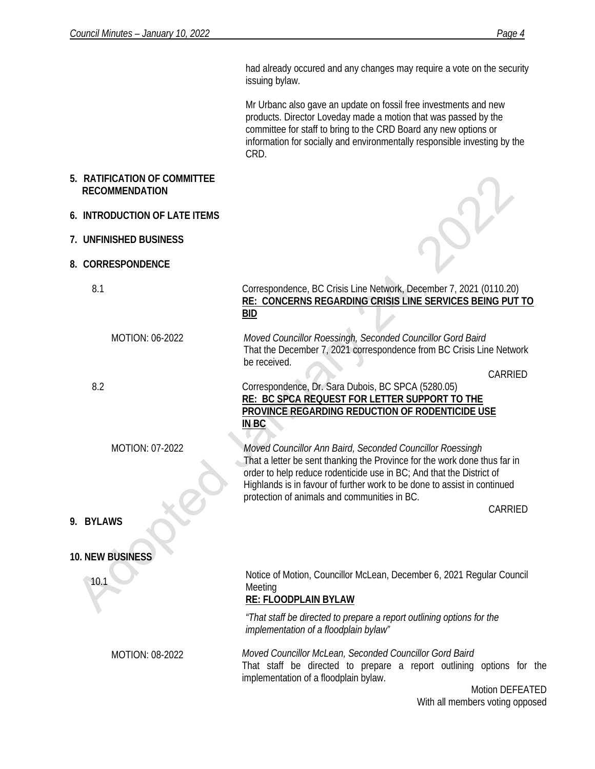had already occured and any changes may require a vote on the security issuing bylaw.

Mr Urbanc also gave an update on fossil free investments and new products. Director Loveday made a motion that was passed by the committee for staff to bring to the CRD Board any new options or information for socially and environmentally responsible investing by the CRD.

**5. RATIFICATION OF COMMITTEE RECOMMENDATION**

**6. INTRODUCTION OF LATE ITEMS**

**7. UNFINISHED BUSINESS**

**8. CORRESPONDENCE**

8.1 Correspondence, BC Crisis Line Network, December 7, 2021 (0110.20)
**RE: CONCERNS REGARDING CRISIS LINE SERVICES BEING PUT TO BID**

MOTION: 06-2022

*Moved Councillor Roessingh, Seconded Councillor Gord Baird*
That the December 7, 2021 correspondence from BC Crisis Line Network be received.

CARRIED

8.2 Correspondence, Dr. Sara Dubois, BC SPCA (5280.05)
**RE: BC SPCA REQUEST FOR LETTER SUPPORT TO THE PROVINCE REGARDING REDUCTION OF RODENTICIDE USE IN BC**

MOTION: 07-2022

*Moved Councillor Ann Baird, Seconded Councillor Roessingh*
That a letter be sent thanking the Province for the work done thus far in order to help reduce rodenticide use in BC; And that the District of Highlands is in favour of further work to be done to assist in continued protection of animals and communities in BC.

CARRIED

**9. BYLAWS**

**10. NEW BUSINESS**

10.1 Notice of Motion, Councillor McLean, December 6, 2021 Regular Council Meeting
**RE: FLOODPLAIN BYLAW**

*"That staff be directed to prepare a report outlining options for the implementation of a floodplain bylaw"*

MOTION: 08-2022

*Moved Councillor McLean, Seconded Councillor Gord Baird*
That staff be directed to prepare a report outlining options for the implementation of a floodplain bylaw.

Motion DEFEATED
With all members voting opposed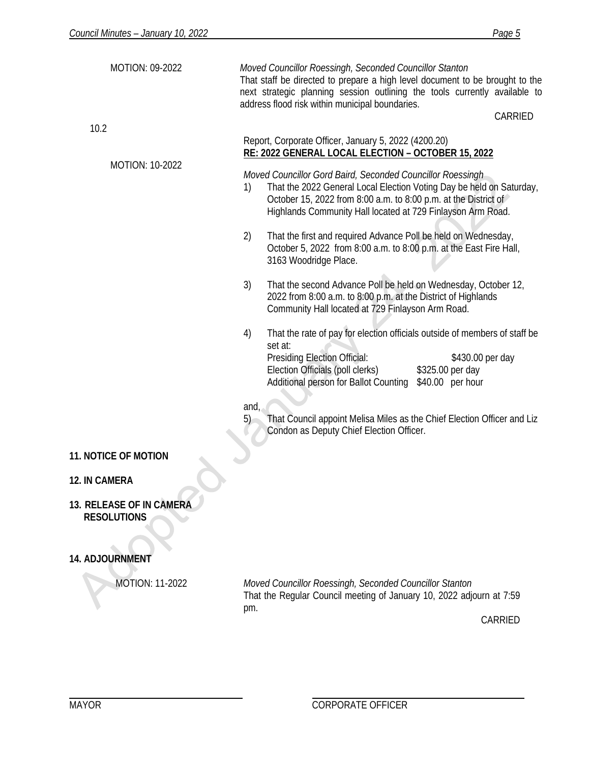MOTION: 09-2022

*Moved Councillor Roessingh, Seconded Councillor Stanton*
That staff be directed to prepare a high level document to be brought to the next strategic planning session outlining the tools currently available to address flood risk within municipal boundaries.

CARRIED

10.2

Report, Corporate Officer, January 5, 2022 (4200.20)
**RE: 2022 GENERAL LOCAL ELECTION – OCTOBER 15, 2022**

MOTION: 10-2022

*Moved Councillor Gord Baird, Seconded Councillor Roessingh*

1) That the 2022 General Local Election Voting Day be held on Saturday, October 15, 2022 from 8:00 a.m. to 8:00 p.m. at the District of Highlands Community Hall located at 729 Finlayson Arm Road.

2) That the first and required Advance Poll be held on Wednesday, October 5, 2022 from 8:00 a.m. to 8:00 p.m. at the East Fire Hall, 3163 Woodridge Place.

3) That the second Advance Poll be held on Wednesday, October 12, 2022 from 8:00 a.m. to 8:00 p.m. at the District of Highlands Community Hall located at 729 Finlayson Arm Road.

4) That the rate of pay for election officials outside of members of staff be set at:

| | |
|---|---|
| Presiding Election Official: | $430.00 per day |
| Election Officials (poll clerks) | $325.00 per day |
| Additional person for Ballot Counting | $40.00 per hour |

and,

5) That Council appoint Melisa Miles as the Chief Election Officer and Liz Condon as Deputy Chief Election Officer.

**11. NOTICE OF MOTION**

**12. IN CAMERA**

**13. RELEASE OF IN CAMERA RESOLUTIONS**

**14. ADJOURNMENT**

MOTION: 11-2022

*Moved Councillor Roessingh, Seconded Councillor Stanton*
That the Regular Council meeting of January 10, 2022 adjourn at 7:59 pm.

CARRIED

MAYOR

CORPORATE OFFICER